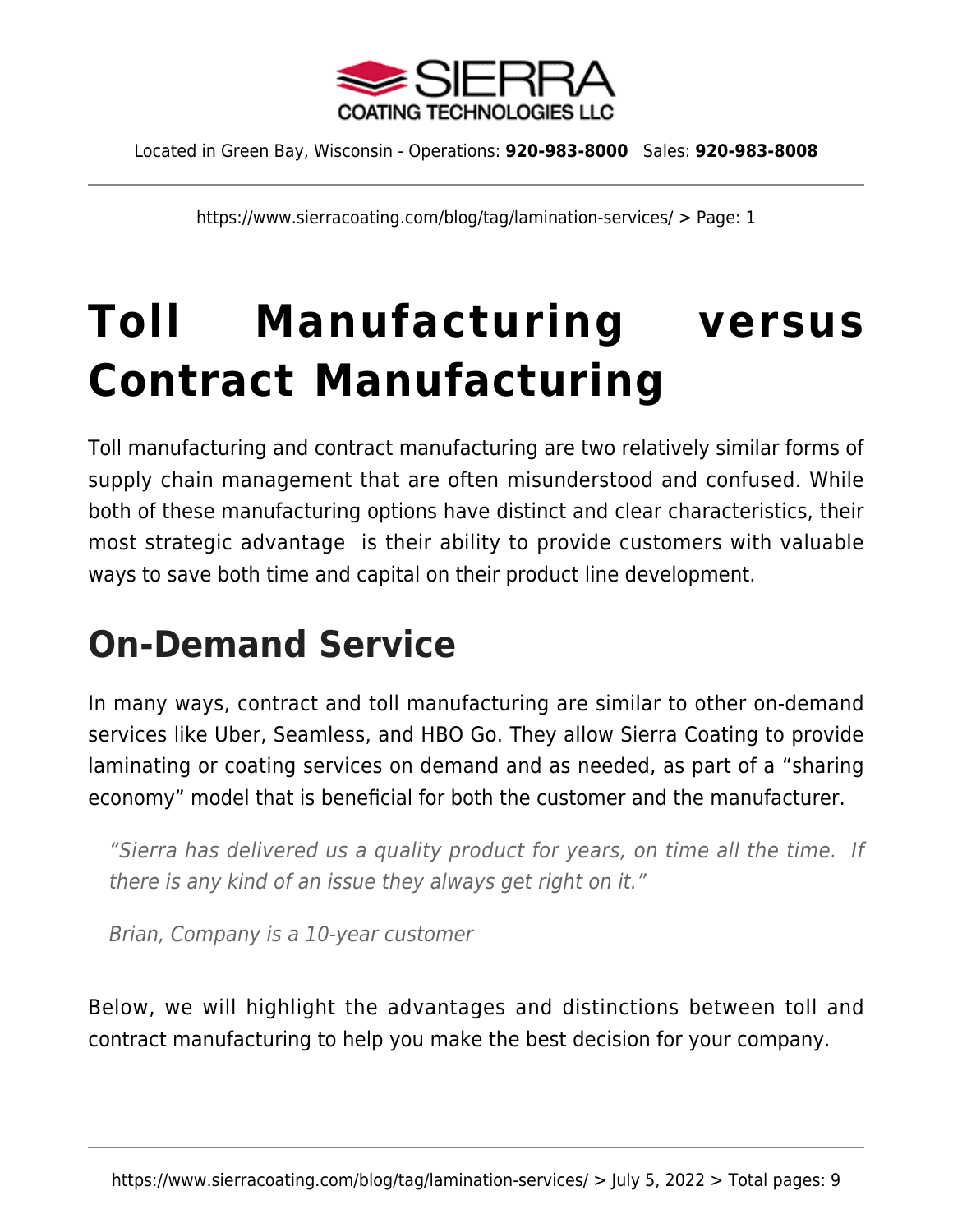# Toll Manufacturing versus Contract Manufacturing

Toll manufacturing and contract manufacturing are two relatively similar forms of supply chain management that are often misunderstood and confused. While both of these manufacturing options have distinct and clear characteristics, their most strategic advantage is their ability to provide customers with valuable ways to save both time and capital on their product line development.

## On-Demand Service

In many ways, contract and toll manufacturing are similar to other on-demand services like Uber, Seamless, and HBO Go. They allow Sierra Coating to provide laminating or coating services on demand and as needed, as part of a "sharing economy" model that is beneficial for both the customer and the manufacturer.

> *"Sierra has delivered us a quality product for years, on time all the time. If there is any kind of an issue they always get right on it."*
>
> *Brian, Company is a 10-year customer*

Below, we will highlight the advantages and distinctions between toll and contract manufacturing to help you make the best decision for your company.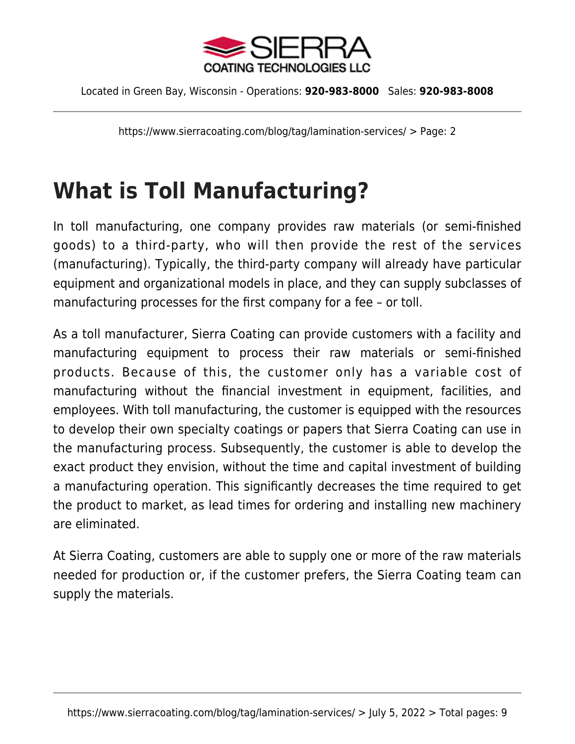# What is Toll Manufacturing?

In toll manufacturing, one company provides raw materials (or semi-finished goods) to a third-party, who will then provide the rest of the services (manufacturing). Typically, the third-party company will already have particular equipment and organizational models in place, and they can supply subclasses of manufacturing processes for the first company for a fee – or toll.

As a toll manufacturer, Sierra Coating can provide customers with a facility and manufacturing equipment to process their raw materials or semi-finished products. Because of this, the customer only has a variable cost of manufacturing without the financial investment in equipment, facilities, and employees. With toll manufacturing, the customer is equipped with the resources to develop their own specialty coatings or papers that Sierra Coating can use in the manufacturing process. Subsequently, the customer is able to develop the exact product they envision, without the time and capital investment of building a manufacturing operation. This significantly decreases the time required to get the product to market, as lead times for ordering and installing new machinery are eliminated.

At Sierra Coating, customers are able to supply one or more of the raw materials needed for production or, if the customer prefers, the Sierra Coating team can supply the materials.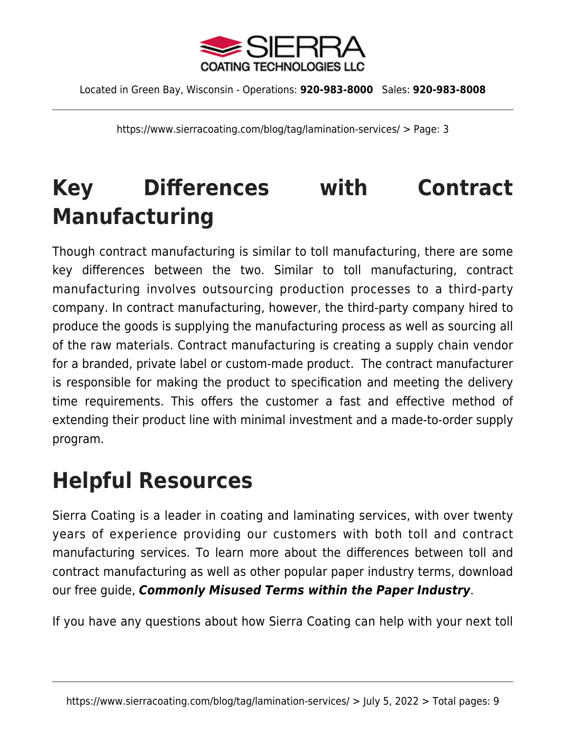## Key Differences with Contract Manufacturing

Though contract manufacturing is similar to toll manufacturing, there are some key differences between the two. Similar to toll manufacturing, contract manufacturing involves outsourcing production processes to a third-party company. In contract manufacturing, however, the third-party company hired to produce the goods is supplying the manufacturing process as well as sourcing all of the raw materials. Contract manufacturing is creating a supply chain vendor for a branded, private label or custom-made product. The contract manufacturer is responsible for making the product to specification and meeting the delivery time requirements. This offers the customer a fast and effective method of extending their product line with minimal investment and a made-to-order supply program.

## Helpful Resources

Sierra Coating is a leader in coating and laminating services, with over twenty years of experience providing our customers with both toll and contract manufacturing services. To learn more about the differences between toll and contract manufacturing as well as other popular paper industry terms, download our free guide, ***Commonly Misused Terms within the Paper Industry***.

If you have any questions about how Sierra Coating can help with your next toll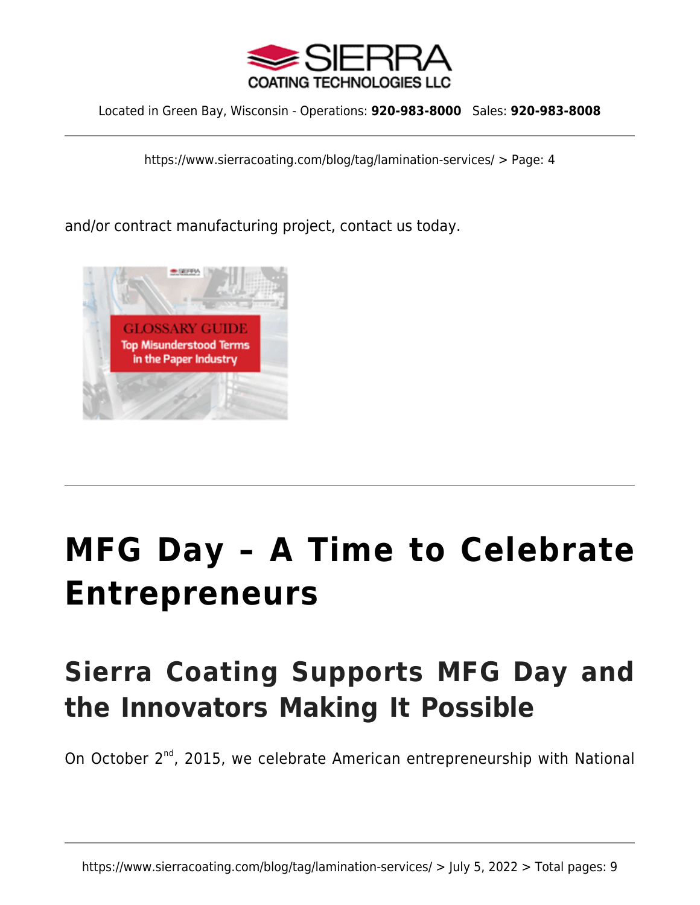and/or contract manufacturing project, contact us today.

# MFG Day – A Time to Celebrate Entrepreneurs

## Sierra Coating Supports MFG Day and the Innovators Making It Possible

On October 2nd, 2015, we celebrate American entrepreneurship with National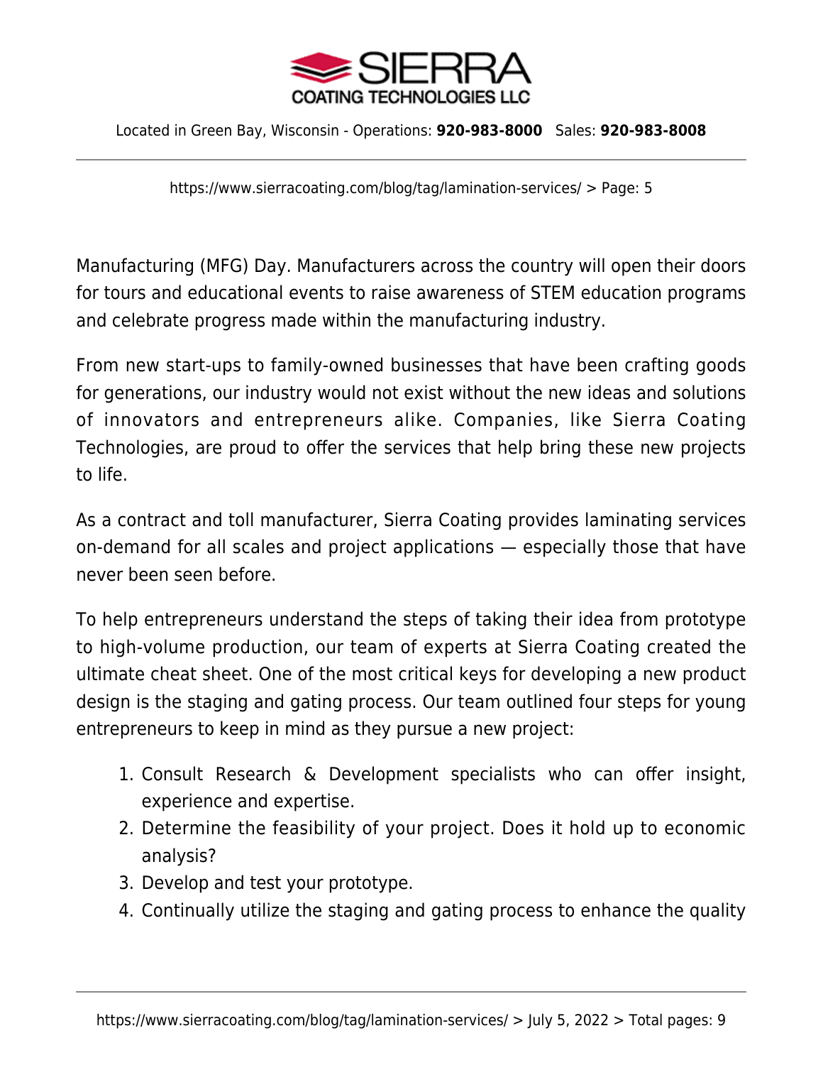Manufacturing (MFG) Day. Manufacturers across the country will open their doors for tours and educational events to raise awareness of STEM education programs and celebrate progress made within the manufacturing industry.

From new start-ups to family-owned businesses that have been crafting goods for generations, our industry would not exist without the new ideas and solutions of innovators and entrepreneurs alike. Companies, like Sierra Coating Technologies, are proud to offer the services that help bring these new projects to life.

As a contract and toll manufacturer, Sierra Coating provides laminating services on-demand for all scales and project applications — especially those that have never been seen before.

To help entrepreneurs understand the steps of taking their idea from prototype to high-volume production, our team of experts at Sierra Coating created the ultimate cheat sheet. One of the most critical keys for developing a new product design is the staging and gating process. Our team outlined four steps for young entrepreneurs to keep in mind as they pursue a new project:

1. Consult Research & Development specialists who can offer insight, experience and expertise.
2. Determine the feasibility of your project. Does it hold up to economic analysis?
3. Develop and test your prototype.
4. Continually utilize the staging and gating process to enhance the quality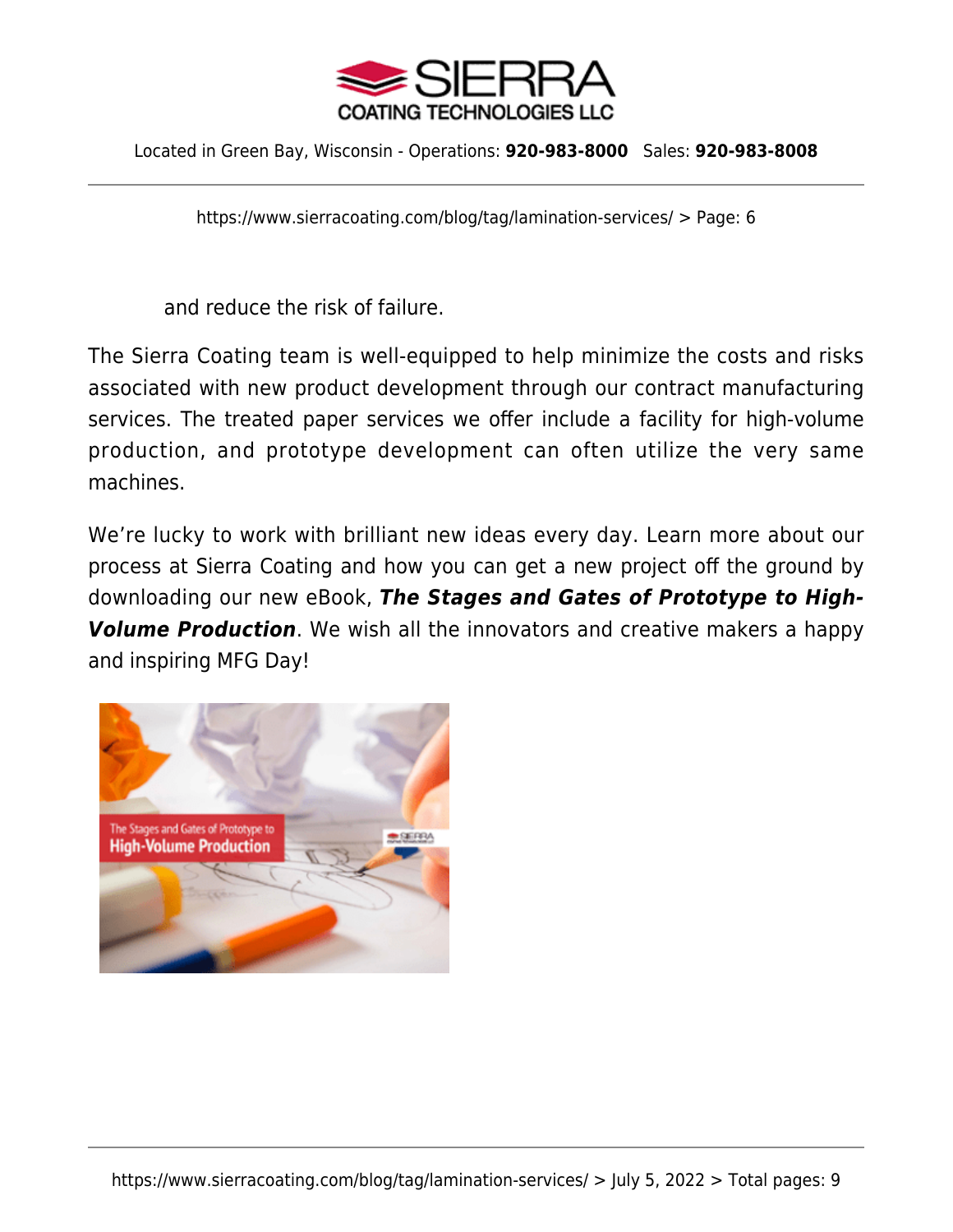and reduce the risk of failure.

The Sierra Coating team is well-equipped to help minimize the costs and risks associated with new product development through our contract manufacturing services. The treated paper services we offer include a facility for high-volume production, and prototype development can often utilize the very same machines.

We're lucky to work with brilliant new ideas every day. Learn more about our process at Sierra Coating and how you can get a new project off the ground by downloading our new eBook, ***The Stages and Gates of Prototype to High-Volume Production***. We wish all the innovators and creative makers a happy and inspiring MFG Day!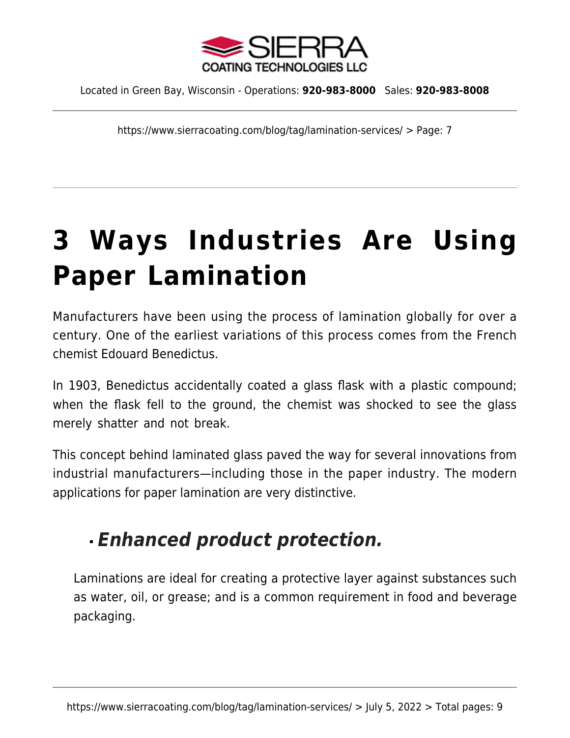# 3 Ways Industries Are Using Paper Lamination

Manufacturers have been using the process of lamination globally for over a century. One of the earliest variations of this process comes from the French chemist Edouard Benedictus.

In 1903, Benedictus accidentally coated a glass flask with a plastic compound; when the flask fell to the ground, the chemist was shocked to see the glass merely shatter and not break.

This concept behind laminated glass paved the way for several innovations from industrial manufacturers—including those in the paper industry. The modern applications for paper lamination are very distinctive.

- ## *Enhanced product protection.*

  Laminations are ideal for creating a protective layer against substances such as water, oil, or grease; and is a common requirement in food and beverage packaging.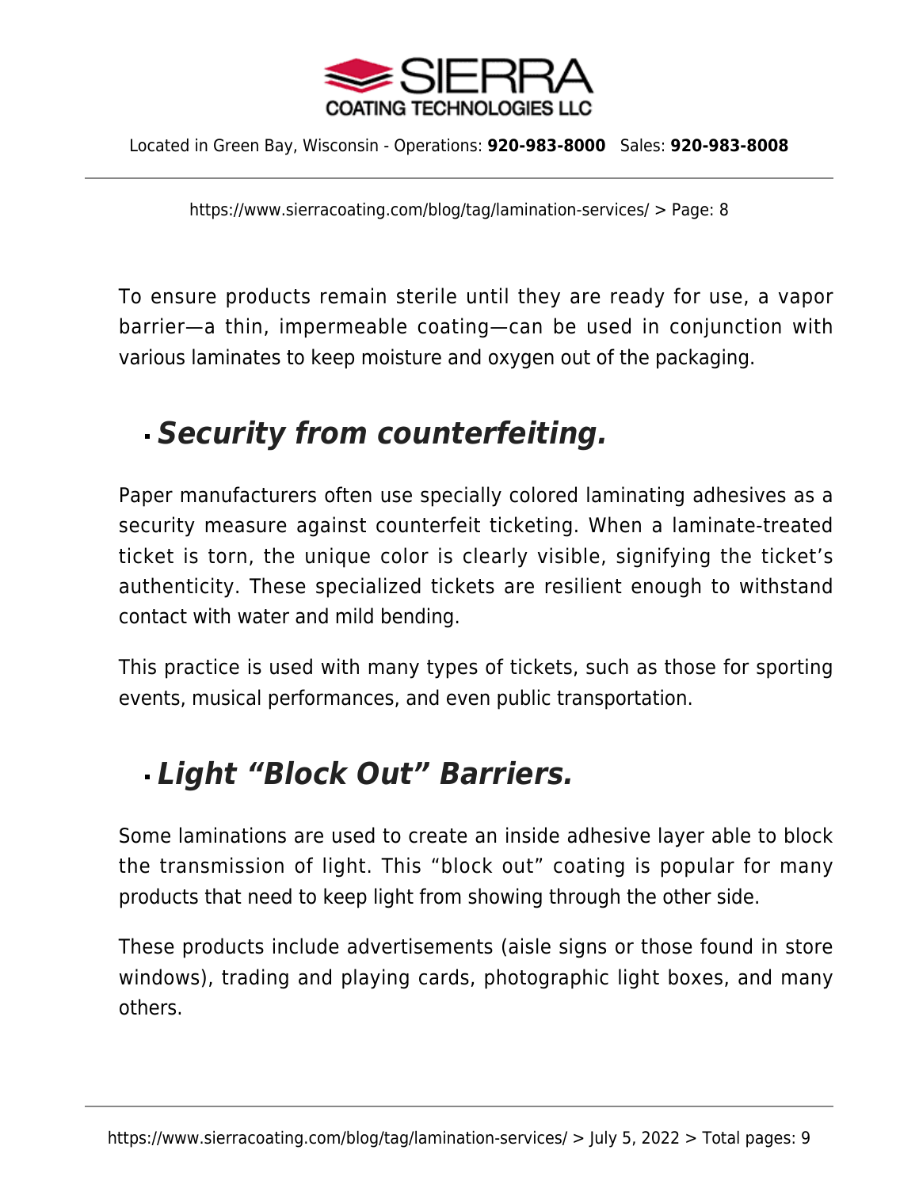To ensure products remain sterile until they are ready for use, a vapor barrier—a thin, impermeable coating—can be used in conjunction with various laminates to keep moisture and oxygen out of the packaging.

- ***Security from counterfeiting.***

Paper manufacturers often use specially colored laminating adhesives as a security measure against counterfeit ticketing. When a laminate-treated ticket is torn, the unique color is clearly visible, signifying the ticket's authenticity. These specialized tickets are resilient enough to withstand contact with water and mild bending.

This practice is used with many types of tickets, such as those for sporting events, musical performances, and even public transportation.

- ***Light "Block Out" Barriers.***

Some laminations are used to create an inside adhesive layer able to block the transmission of light. This "block out" coating is popular for many products that need to keep light from showing through the other side.

These products include advertisements (aisle signs or those found in store windows), trading and playing cards, photographic light boxes, and many others.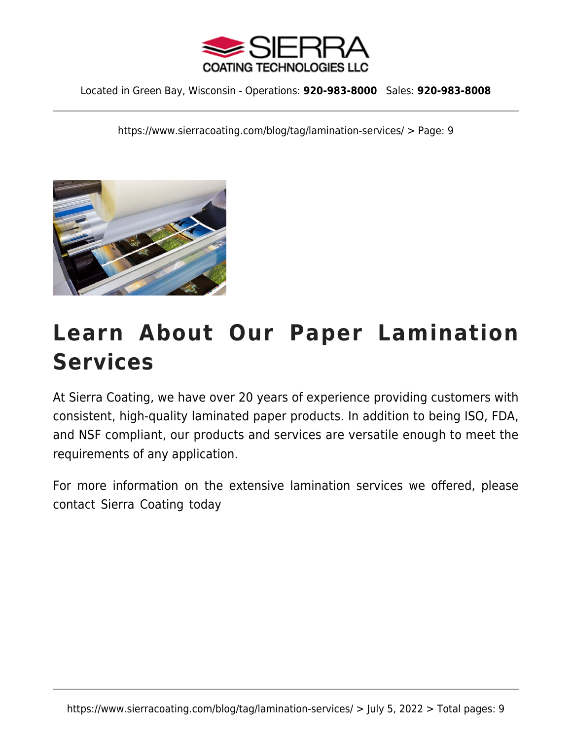# Learn About Our Paper Lamination Services

At Sierra Coating, we have over 20 years of experience providing customers with consistent, high-quality laminated paper products. In addition to being ISO, FDA, and NSF compliant, our products and services are versatile enough to meet the requirements of any application.

For more information on the extensive lamination services we offered, please contact Sierra Coating today